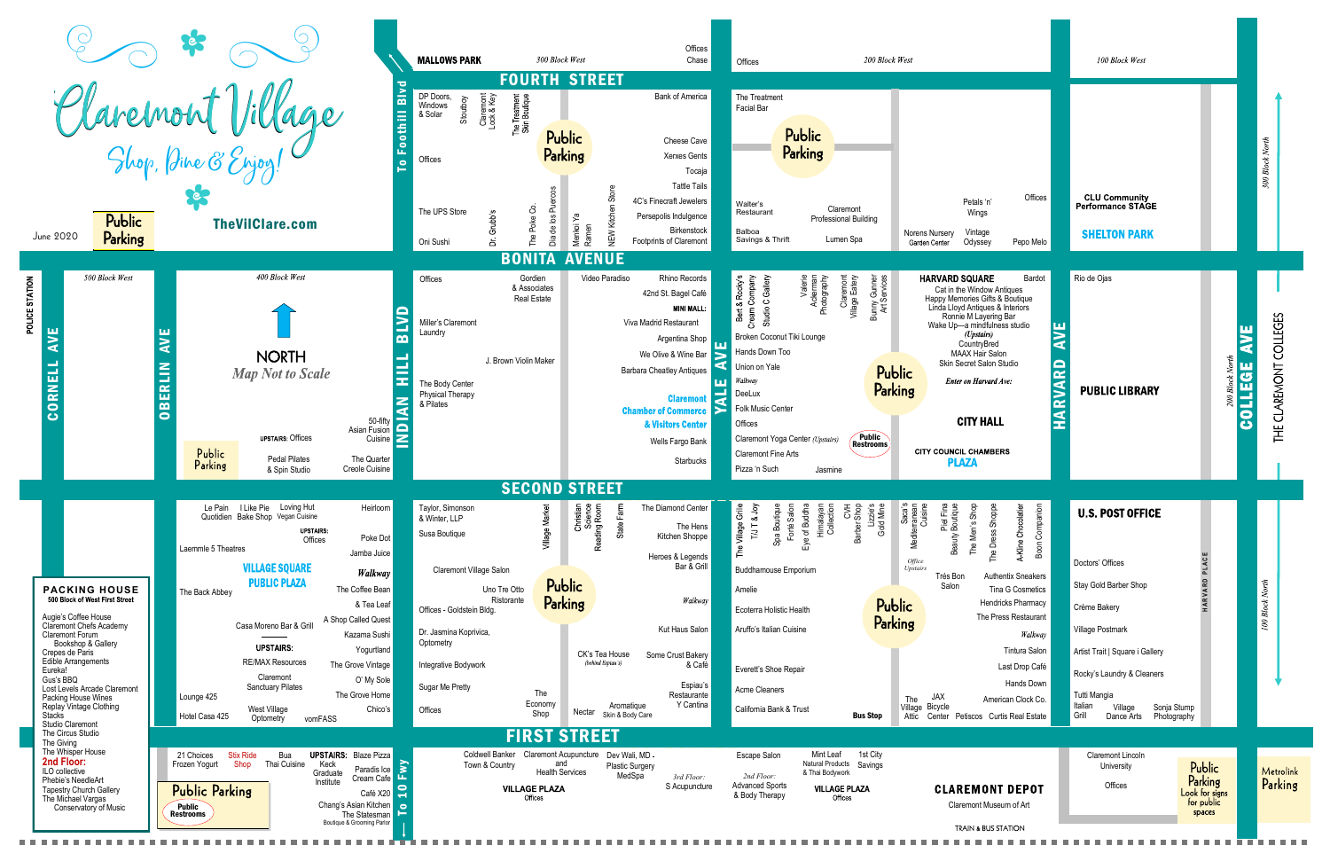# Claremont Village

*Shop, Dine & Enjoy!*

**TheVilClare.com**

June 2020

Public Parking

## Map Not to Scale — NORTH

**Streets (north to south):** Fourth Street, Bonita Avenue, Second Street, First Street

**Avenues (west to east):** Cornell Ave, Oberlin Ave, Indian Hill Blvd, Yale Ave, Harvard Ave, College Ave

To Foothill Blvd (north) · To 10 Fwy (south)

THE CLAREMONT COLLEGES

### North of Fourth Street

- MALLOWS PARK — 300 Block West
- Offices, Chase
- 200 Block West — Offices
- 100 Block West
- 300 Block North

### Fourth Street to Bonita Avenue (Indian Hill Blvd to Yale Ave)

DP Doors, Windows & Solar; Stoutboy; Claremont Lock & Key; The Treatment Skin Boutique; Public Parking; Bank of America; Cheese Cave; Xerxes Gents; Tocaja; Tattle Tails; 4C's Finecraft Jewelers; Persepolis Indulgence; Birkenstock; Footprints of Claremont; Offices; The UPS Store; Oni Sushi; Dr. Grubb's; The Poke Co.; Dia de los Puercos; Menkoi Ya Ramen; NEW Kitchen Store

### Fourth Street to Bonita Avenue (Yale Ave to Harvard Ave)

The Treatment Facial Bar; Public Parking; Walter's Restaurant; Claremont Professional Building; Balboa Savings & Thrift; Lumen Spa; Norens Nursery Garden Center; Petals 'n' Wings; Vintage Odyssey; Offices; Pepo Melo

### Fourth Street to Bonita Avenue (Harvard Ave to College Ave)

CLU Community Performance STAGE; SHELTON PARK

### Bonita Avenue to Second Street (Cornell Ave to Indian Hill Blvd)

- POLICE STATION
- 500 Block West
- 400 Block West
- 50-fifty Asian Fusion Cuisine
- UPSTAIRS: Offices
- Public Parking
- Pedal Pilates & Spin Studio
- The Quarter Creole Cuisine

### Bonita Avenue to Second Street (Indian Hill Blvd to Yale Ave)

Offices; Gordien & Associates Real Estate; Video Paradiso; Rhino Records; 42nd St. Bagel Café; MINI MALL: Viva Madrid Restaurant; Argentina Shop; We Olive & Wine Bar; Barbara Cheatley Antiques; Miller's Claremont Laundry; J. Brown Violin Maker; The Body Center Physical Therapy & Pilates; Claremont Chamber of Commerce & Visitors Center; Wells Fargo Bank; Starbucks

### Bonita Avenue to Second Street (Yale Ave to Harvard Ave)

Bert & Rocky's Cream Company; Studio C Gallery; Valerie Ackerman Photography; Claremont Village Eatery; Bunny Gunner Art Services; Broken Coconut Tiki Lounge; Hands Down Too; Union on Yale; *Walkway*; DeeLux; Folk Music Center; Offices; Claremont Yoga Center *(Upstairs)*; Claremont Fine Arts; Pizza 'n Such; Jasmine; Public Parking; Public Restrooms

**HARVARD SQUARE:** Bardot; Cat in the Window Antiques; Happy Memories Gifts & Boutique; Linda Lloyd Antiques & Interiors; Ronnie M Layering Bar; Wake Up—a mindfulness studio; *(Upstairs)* CountryBred; MAAX Hair Salon; Skin Secret Salon Studio; *Enter on Harvard Ave:*

CITY HALL; CITY COUNCIL CHAMBERS; PLAZA

### Bonita Avenue to Second Street (Harvard Ave to College Ave)

Rio de Ojas; PUBLIC LIBRARY; 200 Block North

### Second Street to First Street (Oberlin Ave to Indian Hill Blvd)

Le Pain Quotidien; I Like Pie Bake Shop; Loving Hut Vegan Cuisine; Heirloom; UPSTAIRS: Offices; Poke Dot; Jamba Juice; Laemmle 5 Theatres; VILLAGE SQUARE; PUBLIC PLAZA; *Walkway*; The Coffee Bean & Tea Leaf; The Back Abbey; Casa Moreno Bar & Grill; A Shop Called Quest; Kazama Sushi; UPSTAIRS: RE/MAX Resources; Claremont Sanctuary Pilates; Yogurtland; The Grove Vintage; O' My Sole; The Grove Home; Lounge 425; Hotel Casa 425; West Village Optometry; Chico's; vomFASS

**PACKING HOUSE — 500 Block of West First Street**

Augie's Coffee House; Claremont Chefs Academy; Claremont Forum Bookshop & Gallery; Crepes de Paris; Edible Arrangements; Eureka!; Gus's BBQ; Lost Levels Arcade Claremont; Packing House Wines; Replay Vintage Clothing; Stacks; Studio Claremont; The Circus Studio; The Giving; The Whisper House

**2nd Floor:** ILO collective; Phebie's NeedleArt; Tapestry Church Gallery; The Michael Vargas Conservatory of Music

### Second Street to First Street (Indian Hill Blvd to Yale Ave)

Taylor, Simonson & Winter, LLP; Susa Boutique; Village Market; Christian Science Reading Room; State Farm; The Diamond Center; The Hens Kitchen Shoppe; Heroes & Legends Bar & Grill; Claremont Village Salon; Uno Tre Otto Ristorante; Public Parking; Offices - Goldstein Bldg.; *Walkway*; Kut Haus Salon; Dr. Jasmina Koprivica, Optometry; Integrative Bodywork; CK's Tea House *(behind Espiau's)*; Some Crust Bakery & Café; Sugar Me Pretty; Espiau's Restaurante Y Cantina; Offices; The Economy Shop; Nectar; Aromatique Skin & Body Care

### Second Street to First Street (Yale Ave to Harvard Ave)

The Village Grille; T/J T & Joy; Sjia Boutique; Forté Salon; Eye of Buddha Himalayan Collection; CVH Barber Shop; Lizzie's Gold Mine; Saca's Mediterranean Cuisine; Office Upstairs; Pilé Fina Beauty Boutique; The Men's Shop; The Dress Shoppe; A-Kline Chocolatier; Boon Companion; Buddhamouse Emporium; Amelie; Ecoterra Holistic Health; Aruffo's Italian Cuisine; Public Parking; Très Bon Salon; Authentix Sneakers; Tina G Cosmetics; Hendricks Pharmacy; The Press Restaurant; *Walkway*; Tintura Salon; Last Drop Café; Hands Down; Everett's Shoe Repair; Acme Cleaners; California Bank & Trust; Bus Stop; The Village Attic; JAX Bicycle Center; Petiscos; American Clock Co.; Curtis Real Estate

### Second Street to First Street (Harvard Ave to College Ave)

U.S. POST OFFICE; Doctors' Offices; Stay Gold Barber Shop; Crème Bakery; Village Postmark; Artist Trait | Square i Gallery; Rocky's Laundry & Cleaners; Tutti Mangia Italian Grill; Village Dance Arts; Sonja Stump Photography; HARVARD PLACE; 100 Block North

### South of First Street

21 Choices Frozen Yogurt; Stix Ride Shop; Bua Thai Cuisine; UPSTAIRS: Keck Graduate Institute; Blaze Pizza; Paradis Ice Cream Cafe; Café X20; Chang's Asian Kitchen; The Statesman Boutique & Grooming Parlor; Public Parking; Public Restrooms

Coldwell Banker Town & Country; Claremont Acupuncture and Health Services; Dev Wali, MD - Plastic Surgery MedSpa; *3rd Floor:* S Acupuncture; VILLAGE PLAZA Offices

Escape Salon; Mint Leaf Natural Products & Thai Bodywork; 1st City Savings; *2nd Floor:* Advanced Sports & Body Therapy; VILLAGE PLAZA Offices

CLAREMONT DEPOT; Claremont Museum of Art; TRAIN & BUS STATION

Claremont Lincoln University; Offices; Public Parking — Look for signs for public spaces; Metrolink Parking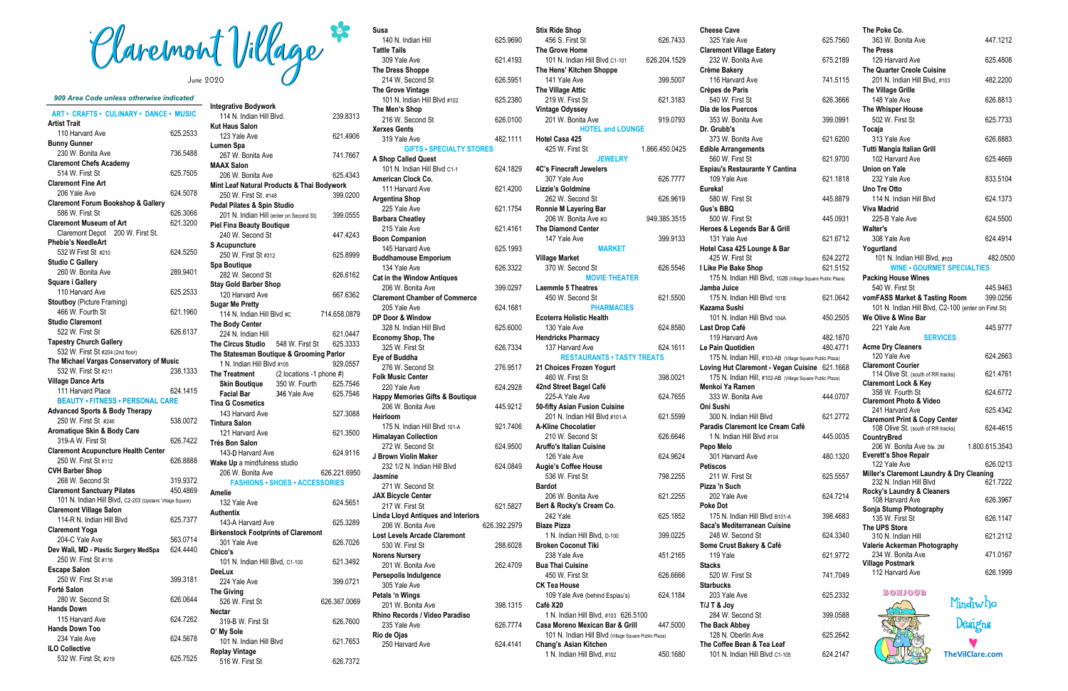# Claremont Village

June 2020

*909 Area Code unless otherwise indicated*

## ART • CRAFTS • CULINARY • DANCE • MUSIC

**Artist Trait**
110 Harvard Ave 625.2533

**Bunny Gunner**
230 W. Bonita Ave 736.5488

**Claremont Chefs Academy**
514 W. First St 625.7505

**Claremont Fine Art**
206 Yale Ave 624.5078

**Claremont Forum Bookshop & Gallery**
586 W. First St 626.3066

**Claremont Museum of Art** 621.3200
Claremont Depot 200 W. First St.

**Phebie's NeedleArt**
532 W First St #210 624.5250

**Studio C Gallery**
260 W. Bonita Ave 289.9401

**Square i Gallery**
110 Harvard Ave 625.2533

**Stoutboy** (Picture Framing)
466 W. Fourth St 621.1960

**Studio Claremont**
522 W. First St 626.6137

**Tapestry Church Gallery**
532 W. First St #204 (2nd floor)

**The Michael Vargas Conservatory of Music**
532 W. First St #211 238.1333

**Village Dance Arts**
111 Harvard Place 624.1415

## BEAUTY • FITNESS • PERSONAL CARE

**Advanced Sports & Body Therapy**
250 W. First St #246 538.0072

**Aromatique Skin & Body Care**
319-A W. First St 626.7422

**Claremont Acupuncture Health Center**
250 W. First St #112 626.8888

**CVH Barber Shop**
268 W. Second St 319.9372

**Claremont Sanctuary Pilates** 450.4869
101 N. Indian Hill Blvd, C2-203 (Upstairs: Village Square)

**Claremont Village Salon**
114-R N. Indian Hill Blvd 625.7377

**Claremont Yoga**
204-C Yale Ave 563.0714

**Dev Wali, MD - Plastic Surgery MedSpa** 624.4440
250 W. First St #116

**Escape Salon**
250 W. First St #146 399.3181

**Forté Salon**
280 W. Second St 626.0644

**Hands Down**
115 Harvard Ave 624.7262

**Hands Down Too**
234 Yale Ave 624.5678

**ILO Collective**
532 W. First St, #219 625.7525

**Integrative Bodywork**
114 N. Indian Hill Blvd. 239.8313

**Kut Haus Salon**
123 Yale Ave 621.4906

**Lumen Spa**
267 W. Bonita Ave 741.7667

**MAAX Salon**
206 W. Bonita Ave 625.4343

**Mint Leaf Natural Products & Thai Bodywork**
250 W. First St. #148 399.0200

**Pedal Pilates & Spin Studio**
201 N. Indian Hill (enter on Second St) 399.0555

**Piel Fina Beauty Boutique**
240 W. Second St 447.4243

**S Acupuncture**
250 W. First St #312 625.8999

**Spa Boutique**
282 W. Second St 626.6162

**Stay Gold Barber Shop**
120 Harvard Ave 667.6362

**Sugar Me Pretty**
114 N. Indian Hill Blvd #C 714.658.0879

**The Body Center**
224 N. Indian Hill 621.0447

**The Circus Studio** 548 W. First St 625.3333

**The Statesman Boutique & Grooming Parlor**
1 N. Indian Hill Blvd #105 929.0557

**The Treatment** (2 locations -1 phone #)
**Skin Boutique** 350 W. Fourth 625.7546
**Facial Bar** 346 Yale Ave 625.7546

**Tina G Cosmetics**
143 Harvard Ave 527.3088

**Tintura Salon**
121 Harvard Ave 621.3500

**Très Bon Salon**
143-D Harvard Ave 624.9116

**Wake Up** a mindfulness studio
206 W. Bonita Ave 626.221.6950

## FASHIONS • SHOES • ACCESSORIES

**Amelie**
132 Yale Ave 624.5651

**Authentix**
143-A Harvard Ave 625.3289

**Birkenstock Footprints of Claremont**
301 Yale Ave 626.7026

**Chico's**
101 N. Indian Hill Blvd, C1-100 621.3492

**DeeLux**
224 Yale Ave 399.0721

**The Giving**
526 W. First St 626.367.0069

**Nectar**
319-B W. First St 626.7600

**O' My Sole**
101 N. Indian Hill Blvd 621.7653

**Replay Vintage**
516 W. First St 626.7372

**Susa**
140 N. Indian Hill 625.9690

**Tattle Tails**
309 Yale Ave 621.4193

**The Dress Shoppe**
214 W. Second St 626.5951

**The Grove Vintage**
101 N. Indian Hill Blvd #102 625.2380

**The Men's Shop**
216 W. Second St 626.0100

**Xerxes Gents**
319 Yale Ave 482.1111

## GIFTS • SPECIALTY STORES

**A Shop Called Quest**
101 N. Indian Hill Blvd C1-1 624.1829

**American Clock Co.**
111 Harvard Ave 621.4200

**Argentina Shop**
225 Yale Ave 621.1754

**Barbara Cheatley**
215 Yale Ave 621.4161

**Boon Companion**
145 Harvard Ave 625.1993

**Buddhamouse Emporium**
134 Yale Ave 626.3322

**Cat in the Window Antiques**
206 W. Bonita Ave 399.0297

**Claremont Chamber of Commerce**
205 Yale Ave 624.1681

**DP Door & Window**
328 N. Indian Hill Blvd 625.6000

**Economy Shop, The**
325 W. First St 626.7334

**Eye of Buddha**
276 W. Second St 276.9517

**Folk Music Center**
220 Yale Ave 624.2928

**Happy Memories Gifts & Boutique**
206 W. Bonita Ave 445.9212

**Heirloom**
175 N. Indian Hill Blvd 101-A 921.7406

**Himalayan Collection**
272 W. Second St 624.9500

**J Brown Violin Maker**
232 1/2 N. Indian Hill Blvd 624.0849

**Jasmine**
271 W. Second St

**JAX Bicycle Center**
217 W. First St 621.5827

**Linda Lloyd Antiques and Interiors**
206 W. Bonita Ave 626.392.2979

**Lost Levels Arcade Claremont**
530 W. First St 288.6028

**Norens Nursery**
201 W. Bonita Ave 262.4709

**Persepolis Indulgence**
305 Yale Ave

**Petals 'n Wings**
201 W. Bonita Ave 398.1315

**Rhino Records / Video Paradiso**
235 Yale Ave 626.7774

**Rio de Ojas**
250 Harvard Ave 624.4141

**Stix Ride Shop**
456 S. First St 626.7433

**The Grove Home**
101 N. Indian Hill Blvd C1-101 626.204.1529

**The Hens' Kitchen Shoppe**
141 Yale Ave 399.5007

**The Village Attic**
219 W. First St 621.3183

**Vintage Odyssey**
201 W. Bonita Ave 919.0793

## HOTEL and LOUNGE

**Hotel Casa 425**
425 W. First St 1.866.450.0425

## JEWELRY

**4C's Finecraft Jewelers**
307 Yale Ave 626.7777

**Lizzie's Goldmine**
262 W. Second St 626.9619

**Ronnie M Layering Bar**
206 W. Bonita Ave #G 949.385.3515

**The Diamond Center**
147 Yale Ave 399.9133

## MARKET

**Village Market**
370 W. Second St 626.5546

## MOVIE THEATER

**Laemmle 5 Theatres**
450 W. Second St 621.5500

## PHARMACIES

**Ecoterra Holistic Health**
130 Yale Ave 624.8580

**Hendricks Pharmacy**
137 Harvard Ave 624.1611

## RESTAURANTS • TASTY TREATS

**21 Choices Frozen Yogurt**
460 W. First St 398.0021

**42nd Street Bagel Café**
225-A Yale Ave 624.7655

**50-fifty Asian Fusion Cuisine**
201 N. Indian Hill Blvd #101-A 621.5599

**A-Kline Chocolatier**
210 W. Second St 626.6646

**Aruffo's Italian Cuisine**
126 Yale Ave 624.9624

**Augie's Coffee House**
536 W. First St 798.2255

**Bardot**
206 W. Bonita Ave 621.2255

**Bert & Rocky's Cream Co.**
242 Yale 625.1852

**Blaze Pizza**
1 N. Indian Hill Blvd, D-100 399.0225

**Broken Coconut Tiki**
238 Yale Ave 451.2165

**Bua Thai Cuisine**
450 W. First St 626.6666

**CK Tea House**
109 Yale Ave (behind Espiau's) 624.1184

**Café X20**
1 N. Indian Hill Blvd, #103 626.5100

**Casa Moreno Mexican Bar & Grill** 447.5000
101 N. Indian Hill Blvd (Village Square Public Plaza)

**Chang's Asian Kitchen**
1 N. Indian Hill Blvd, #102 450.1680

**Cheese Cave**
325 Yale Ave 625.7560

**Claremont Village Eatery**
232 W. Bonita Ave 675.2189

**Crème Bakery**
116 Harvard Ave 741.5115

**Crêpes de Paris**
540 W. First St 626.3666

**Dia de los Puercos**
353 W. Bonita Ave 399.0991

**Dr. Grubb's**
373 W. Bonita Ave 621.6200

**Edible Arrangements**
560 W. First St 621.9700

**Espiau's Restaurante Y Cantina**
109 Yale Ave 621.1818

**Eureka!**
580 W. First St 445.8879

**Gus's BBQ**
500 W. First St 445.0931

**Heroes & Legends Bar & Grill**
131 Yale Ave 621.6712

**Hotel Casa 425 Lounge & Bar**
425 W. First St 624.2272

**I Like Pie Bake Shop** 621.5152
175 N. Indian Hill Blvd, 102B (Village Square Public Plaza)

**Jamba Juice**
175 N. Indian Hill Blvd 101B 621.0642

**Kazama Sushi**
101 N. Indian Hill Blvd 104A 450.2505

**Last Drop Café**
119 Harvard Ave 482.1870

**Le Pain Quotidien** 480.4771
175 N. Indian Hill, #103-AB (Village Square Public Plaza)

**Loving Hut Claremont - Vegan Cuisine** 621.1668
175 N. Indian Hill, #102-AB (Village Square Public Plaza)

**Menkoi Ya Ramen**
333 W. Bonita Ave 444.0707

**Oni Sushi**
300 N. Indian Hill Blvd 621.2772

**Paradis Claremont Ice Cream Café**
1 N. Indian Hill Blvd #104 445.0035

**Pepo Melo**
301 Harvard Ave 480.1320

**Petiscos**
211 W. First St 625.5557

**Pizza 'n Such**
202 Yale Ave 624.7214

**Poke Dot**
175 N. Indian Hill Blvd B101-A 398.4683

**Saca's Mediterranean Cuisine**
248 W. Second St 624.3340

**Some Crust Bakery & Café**
119 Yale 621.9772

**Stacks**
520 W. First St 741.7049

**Starbucks**
203 Yale Ave 625.2332

**T/J T & Joy**
284 W. Second St 399.0588

**The Back Abbey**
128 N. Oberlin Ave 625.2642

**The Coffee Bean & Tea Leaf**
101 N. Indian Hill Blvd C1-105 624.2147

**The Poke Co.**
363 W. Bonita Ave 447.1212

**The Press**
129 Harvard Ave 625.4808

**The Quarter Creole Cuisine**
201 N. Indian Hill Blvd, #103 482.2200

**The Village Grille**
148 Yale Ave 626.8813

**The Whisper House**
502 W. First St 625.7733

**Tocaja**
313 Yale Ave 626.8883

**Tutti Mangia Italian Grill**
102 Harvard Ave 625.4669

**Union on Yale**
232 Yale Ave 833.5104

**Uno Tre Otto**
114 N. Indian Hill Blvd 624.1373

**Viva Madrid**
225-B Yale Ave 624.5500

**Walter's**
308 Yale Ave 624.4914

**Yogurtland**
101 N. Indian Hill Blvd, #103 482.0500

## WINE • GOURMET SPECIALTIES

**Packing House Wines**
540 W. First St 445.9463

**vomFASS Market & Tasting Room** 399.0256
101 N. Indian Hill Blvd, C2-100 (enter on First St)

**We Olive & Wine Bar**
221 Yale Ave 445.9777

## SERVICES

**Acme Dry Cleaners**
120 Yale Ave 624.2663

**Claremont Courier**
114 Olive St. (south of RR tracks) 621.4761

**Claremont Lock & Key**
358 W. Fourth St 624.6772

**Claremont Photo & Video**
241 Harvard Ave 625.4342

**Claremont Print & Copy Center**
108 Olive St. (south of RR tracks) 624-4615

**CountryBred**
206 W. Bonita Ave Ste. 2M 1.800.615.3543

**Everett's Shoe Repair**
122 Yale Ave 626.0213

**Miller's Claremont Laundry & Dry Cleaning**
232 N. Indian Hill Blvd 621.7222

**Rocky's Laundry & Cleaners**
108 Harvard Ave 626.3967

**Sonja Stump Photography**
135 W. First St 626.1147

**The UPS Store**
310 N. Indian Hill 621.2112

**Valerie Ackerman Photography**
234 W. Bonita Ave 471.0167

**Village Postmark**
112 Harvard Ave 626.1999

BONJOUR

Mindiwho Designs

TheVilClare.com